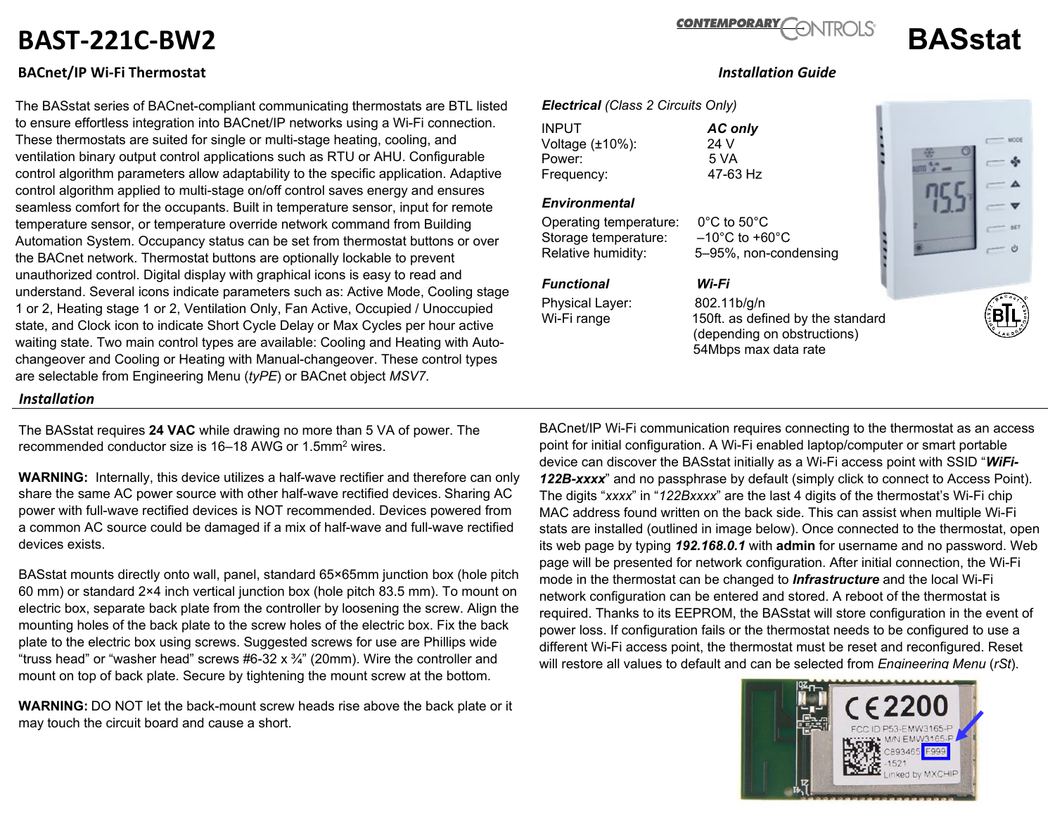# BAST-221C-BW2

## BACnet/IP Wi-Fi Thermostat

**BASstat**

*Installation Guide*

The BASstat series of BACnet-compliant communicating thermostats are BTL listed to ensure effortless integration into BACnet/IP networks using a Wi-Fi connection. These thermostats are suited for single or multi-stage heating, cooling, and ventilation binary output control applications such as RTU or AHU. Configurable control algorithm parameters allow adaptability to the specific application. Adaptive control algorithm applied to multi-stage on/off control saves energy and ensures seamless comfort for the occupants. Built in temperature sensor, input for remote temperature sensor, or temperature override network command from Building Automation System. Occupancy status can be set from thermostat buttons or over the BACnet network. Thermostat buttons are optionally lockable to prevent unauthorized control. Digital display with graphical icons is easy to read and understand. Several icons indicate parameters such as: Active Mode, Cooling stage 1 or 2, Heating stage 1 or 2, Ventilation Only, Fan Active, Occupied / Unoccupied state, and Clock icon to indicate Short Cycle Delay or Max Cycles per hour active waiting state. Two main control types are available: Cooling and Heating with Auto-changeover and Cooling or Heating with Manual-changeover. These control types are selectable from Engineering Menu (*tyPE*) or BACnet object *MSV7*.

***Electrical*** *(Class 2 Circuits Only)*

| INPUT | ***AC only*** |
|---|---|
| Voltage (±10%): | 24 V |
| Power: | 5 VA |
| Frequency: | 47-63 Hz |

***Environmental***

| | |
|---|---|
| Operating temperature: | 0°C to 50°C |
| Storage temperature: | –10°C to +60°C |
| Relative humidity: | 5–95%, non-condensing |

| ***Functional*** | ***Wi-Fi*** |
|---|---|
| Physical Layer: | 802.11b/g/n |
| Wi-Fi range | 150ft. as defined by the standard (depending on obstructions) 54Mbps max data rate |

### Installation

The BASstat requires **24 VAC** while drawing no more than 5 VA of power. The recommended conductor size is 16–18 AWG or 1.5mm$^2$ wires.

**WARNING:** Internally, this device utilizes a half-wave rectifier and therefore can only share the same AC power source with other half-wave rectified devices. Sharing AC power with full-wave rectified devices is NOT recommended. Devices powered from a common AC source could be damaged if a mix of half-wave and full-wave rectified devices exists.

BASstat mounts directly onto wall, panel, standard 65×65mm junction box (hole pitch 60 mm) or standard 2×4 inch vertical junction box (hole pitch 83.5 mm). To mount on electric box, separate back plate from the controller by loosening the screw. Align the mounting holes of the back plate to the screw holes of the electric box. Fix the back plate to the electric box using screws. Suggested screws for use are Phillips wide “truss head” or “washer head” screws #6-32 x ¾” (20mm). Wire the controller and mount on top of back plate. Secure by tightening the mount screw at the bottom.

**WARNING:** DO NOT let the back-mount screw heads rise above the back plate or it may touch the circuit board and cause a short.

BACnet/IP Wi-Fi communication requires connecting to the thermostat as an access point for initial configuration. A Wi-Fi enabled laptop/computer or smart portable device can discover the BASstat initially as a Wi-Fi access point with SSID “***WiFi-122B-xxxx***” and no passphrase by default (simply click to connect to Access Point). The digits “*xxxx*” in “*122Bxxxx*” are the last 4 digits of the thermostat’s Wi-Fi chip MAC address found written on the back side. This can assist when multiple Wi-Fi stats are installed (outlined in image below). Once connected to the thermostat, open its web page by typing ***192.168.0.1*** with **admin** for username and no password. Web page will be presented for network configuration. After initial connection, the Wi-Fi mode in the thermostat can be changed to ***Infrastructure*** and the local Wi-Fi network configuration can be entered and stored. A reboot of the thermostat is required. Thanks to its EEPROM, the BASstat will store configuration in the event of power loss. If configuration fails or the thermostat needs to be configured to use a different Wi-Fi access point, the thermostat must be reset and reconfigured. Reset will restore all values to default and can be selected from *Engineering Menu* (*rSt*).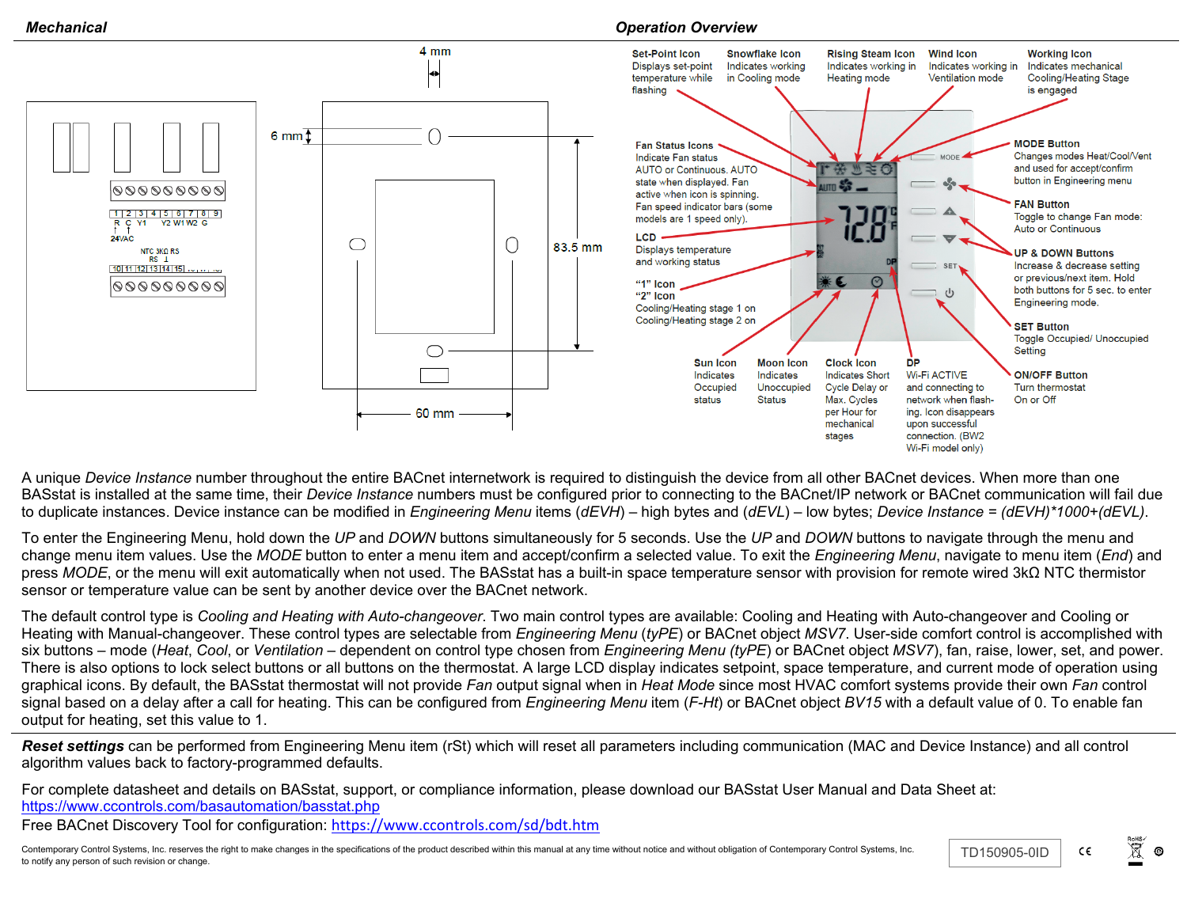## Mechanical

4 mm

6 mm

83.5 mm

60 mm

1 2 3 4 5 6 7 8 9
R C Y1 Y2 W1 W2 G
24VAC

NTC 3KΩ RS
RS

10 11 12 13 14 15

## Operation Overview

**Set-Point Icon**
Displays set-point temperature while flashing

**Snowflake Icon**
Indicates working in Cooling mode

**Rising Steam Icon**
Indicates working in Heating mode

**Wind Icon**
Indicates working in Ventilation mode

**Working Icon**
Indicates mechanical Cooling/Heating Stage is engaged

**Fan Status Icons**
Indicate Fan status AUTO or Continuous. AUTO state when displayed. Fan active when icon is spinning. Fan speed indicator bars (some models are 1 speed only).

**LCD**
Displays temperature and working status

**"1" Icon**
**"2" Icon**
Cooling/Heating stage 1 on
Cooling/Heating stage 2 on

**Sun Icon**
Indicates Occupied status

**Moon Icon**
Indicates Unoccupied Status

**Clock Icon**
Indicates Short Cycle Delay or Max. Cycles per Hour for mechanical stages

**DP**
Wi-Fi ACTIVE and connecting to network when flashing. Icon disappears upon successful connection. (BW2 Wi-Fi model only)

**MODE Button**
Changes modes Heat/Cool/Vent and used for accept/confirm button in Engineering menu

**FAN Button**
Toggle to change Fan mode: Auto or Continuous

**UP & DOWN Buttons**
Increase & decrease setting or previous/next item. Hold both buttons for 5 sec. to enter Engineering mode.

**SET Button**
Toggle Occupied/ Unoccupied Setting

**ON/OFF Button**
Turn thermostat On or Off

A unique *Device Instance* number throughout the entire BACnet internetwork is required to distinguish the device from all other BACnet devices. When more than one BASstat is installed at the same time, their *Device Instance* numbers must be configured prior to connecting to the BACnet/IP network or BACnet communication will fail due to duplicate instances. Device instance can be modified in *Engineering Menu* items (*dEVH*) – high bytes and (*dEVL*) – low bytes; *Device Instance = (dEVH)*1000+(dEVL)*.

To enter the Engineering Menu, hold down the *UP* and *DOWN* buttons simultaneously for 5 seconds. Use the *UP* and *DOWN* buttons to navigate through the menu and change menu item values. Use the *MODE* button to enter a menu item and accept/confirm a selected value. To exit the *Engineering Menu*, navigate to menu item (*End*) and press *MODE*, or the menu will exit automatically when not used. The BASstat has a built-in space temperature sensor with provision for remote wired 3kΩ NTC thermistor sensor or temperature value can be sent by another device over the BACnet network.

The default control type is *Cooling and Heating with Auto-changeover*. Two main control types are available: Cooling and Heating with Auto-changeover and Cooling or Heating with Manual-changeover. These control types are selectable from *Engineering Menu* (*tyPE*) or BACnet object *MSV7*. User-side comfort control is accomplished with six buttons – mode (*Heat*, *Cool*, or *Ventilation* – dependent on control type chosen from *Engineering Menu (tyPE)* or BACnet object *MSV7*), fan, raise, lower, set, and power. There is also options to lock select buttons or all buttons on the thermostat. A large LCD display indicates setpoint, space temperature, and current mode of operation using graphical icons. By default, the BASstat thermostat will not provide *Fan* output signal when in *Heat Mode* since most HVAC comfort systems provide their own *Fan* control signal based on a delay after a call for heating. This can be configured from *Engineering Menu* item (*F-Ht*) or BACnet object *BV15* with a default value of 0. To enable fan output for heating, set this value to 1.

***Reset settings*** can be performed from Engineering Menu item (rSt) which will reset all parameters including communication (MAC and Device Instance) and all control algorithm values back to factory-programmed defaults.

For complete datasheet and details on BASstat, support, or compliance information, please download our BASstat User Manual and Data Sheet at:
https://www.ccontrols.com/basautomation/basstat.php
Free BACnet Discovery Tool for configuration: https://www.ccontrols.com/sd/bdt.htm

Contemporary Control Systems, Inc. reserves the right to make changes in the specifications of the product described within this manual at any time without notice and without obligation of Contemporary Control Systems, Inc. to notify any person of such revision or change.

TD150905-0ID